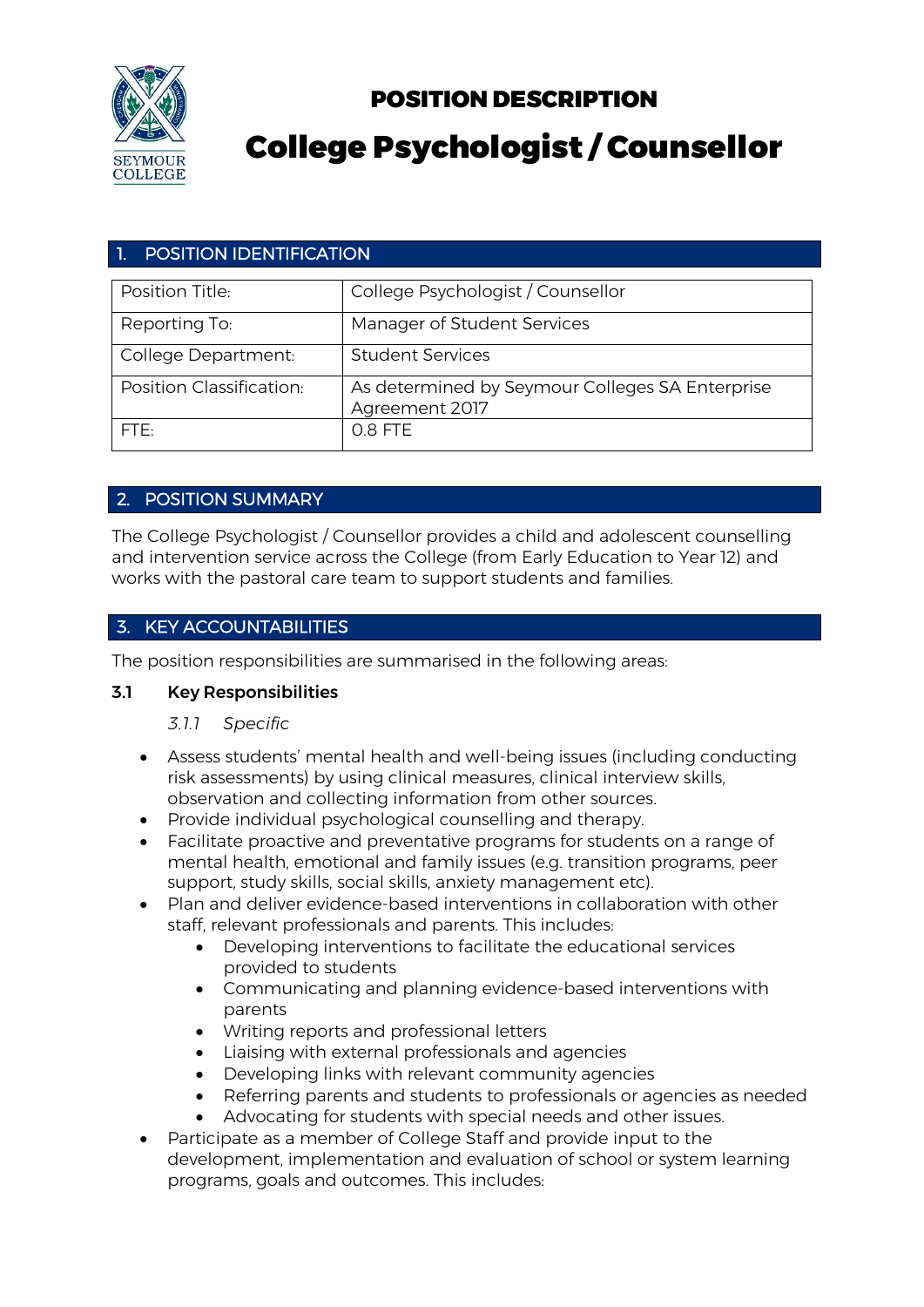SEYMOUR COLLEGE

# POSITION DESCRIPTION

# College Psychologist / Counsellor

## 1. POSITION IDENTIFICATION

| | |
|---|---|
| Position Title: | College Psychologist / Counsellor |
| Reporting To: | Manager of Student Services |
| College Department: | Student Services |
| Position Classification: | As determined by Seymour Colleges SA Enterprise Agreement 2017 |
| FTE: | 0.8 FTE |

## 2. POSITION SUMMARY

The College Psychologist / Counsellor provides a child and adolescent counselling and intervention service across the College (from Early Education to Year 12) and works with the pastoral care team to support students and families.

## 3. KEY ACCOUNTABILITIES

The position responsibilities are summarised in the following areas:

### 3.1 Key Responsibilities

*3.1.1 Specific*

- Assess students' mental health and well-being issues (including conducting risk assessments) by using clinical measures, clinical interview skills, observation and collecting information from other sources.
- Provide individual psychological counselling and therapy.
- Facilitate proactive and preventative programs for students on a range of mental health, emotional and family issues (e.g. transition programs, peer support, study skills, social skills, anxiety management etc).
- Plan and deliver evidence-based interventions in collaboration with other staff, relevant professionals and parents. This includes:
  - Developing interventions to facilitate the educational services provided to students
  - Communicating and planning evidence-based interventions with parents
  - Writing reports and professional letters
  - Liaising with external professionals and agencies
  - Developing links with relevant community agencies
  - Referring parents and students to professionals or agencies as needed
  - Advocating for students with special needs and other issues.
- Participate as a member of College Staff and provide input to the development, implementation and evaluation of school or system learning programs, goals and outcomes. This includes: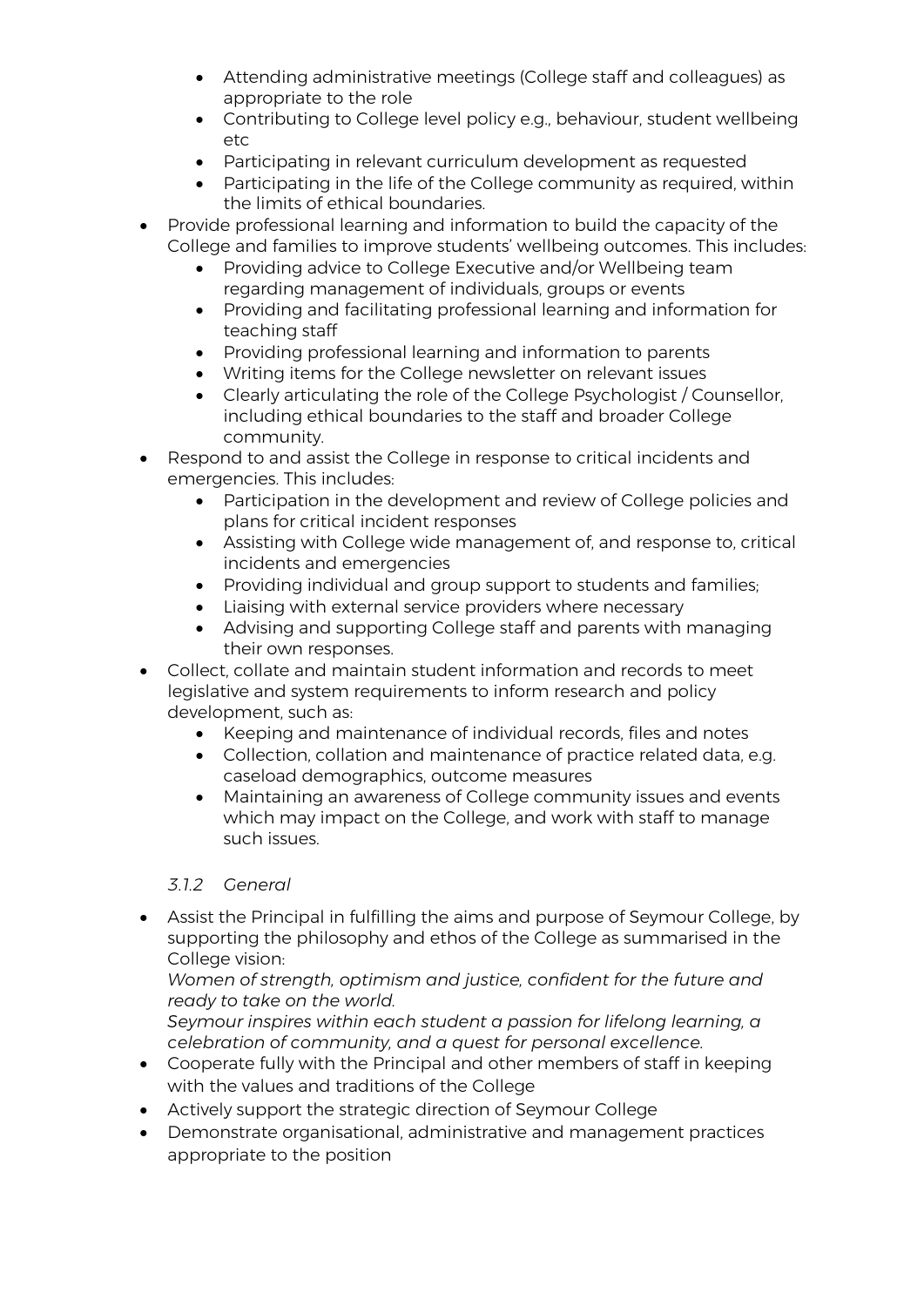- Attending administrative meetings (College staff and colleagues) as appropriate to the role
  - Contributing to College level policy e.g., behaviour, student wellbeing etc
  - Participating in relevant curriculum development as requested
  - Participating in the life of the College community as required, within the limits of ethical boundaries.
- Provide professional learning and information to build the capacity of the College and families to improve students' wellbeing outcomes. This includes:
  - Providing advice to College Executive and/or Wellbeing team regarding management of individuals, groups or events
  - Providing and facilitating professional learning and information for teaching staff
  - Providing professional learning and information to parents
  - Writing items for the College newsletter on relevant issues
  - Clearly articulating the role of the College Psychologist / Counsellor, including ethical boundaries to the staff and broader College community.
- Respond to and assist the College in response to critical incidents and emergencies. This includes:
  - Participation in the development and review of College policies and plans for critical incident responses
  - Assisting with College wide management of, and response to, critical incidents and emergencies
  - Providing individual and group support to students and families;
  - Liaising with external service providers where necessary
  - Advising and supporting College staff and parents with managing their own responses.
- Collect, collate and maintain student information and records to meet legislative and system requirements to inform research and policy development, such as:
  - Keeping and maintenance of individual records, files and notes
  - Collection, collation and maintenance of practice related data, e.g. caseload demographics, outcome measures
  - Maintaining an awareness of College community issues and events which may impact on the College, and work with staff to manage such issues.

### *3.1.2 General*

- Assist the Principal in fulfilling the aims and purpose of Seymour College, by supporting the philosophy and ethos of the College as summarised in the College vision:
  *Women of strength, optimism and justice, confident for the future and ready to take on the world.*
  *Seymour inspires within each student a passion for lifelong learning, a celebration of community, and a quest for personal excellence.*
- Cooperate fully with the Principal and other members of staff in keeping with the values and traditions of the College
- Actively support the strategic direction of Seymour College
- Demonstrate organisational, administrative and management practices appropriate to the position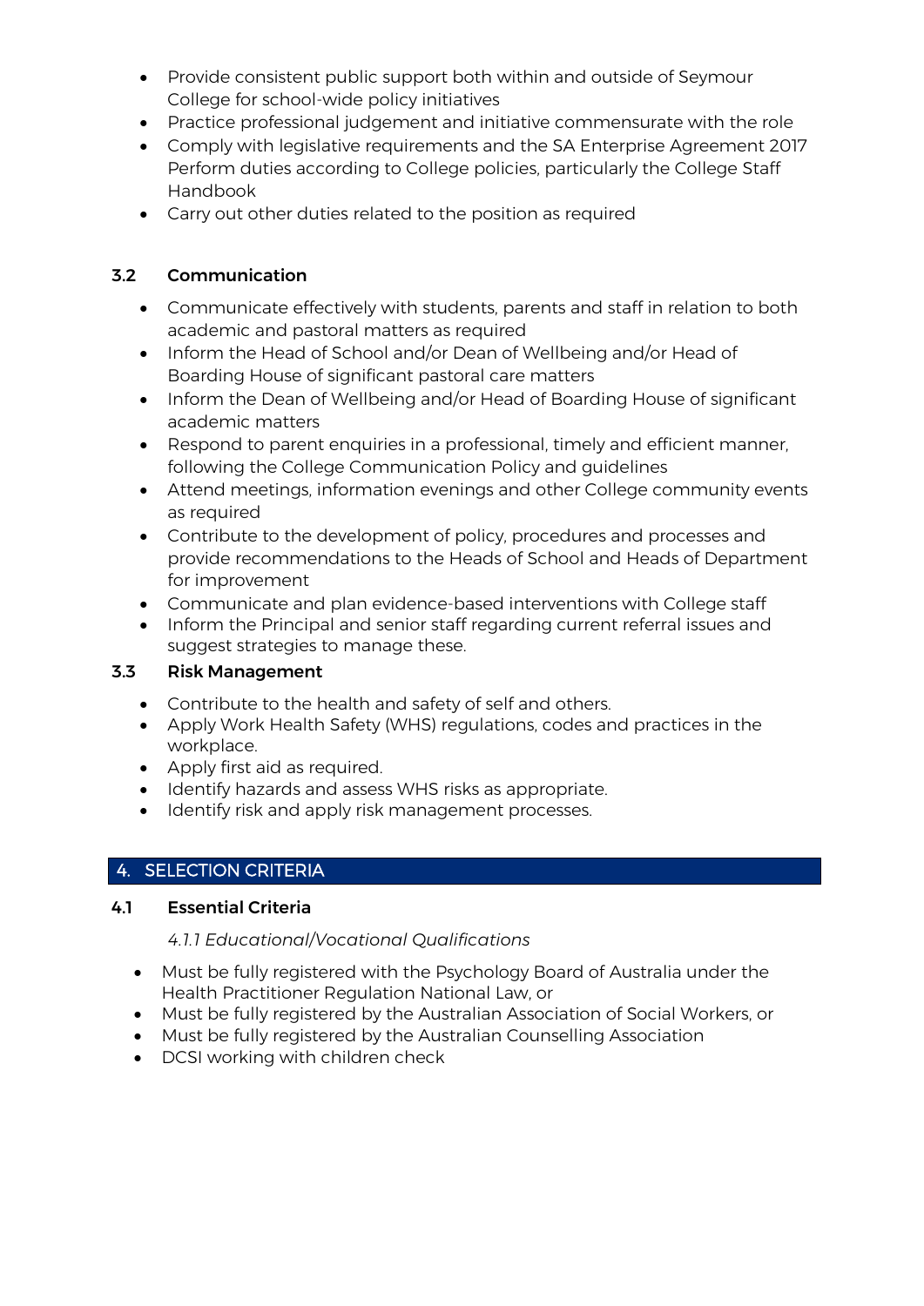- Provide consistent public support both within and outside of Seymour College for school-wide policy initiatives
- Practice professional judgement and initiative commensurate with the role
- Comply with legislative requirements and the SA Enterprise Agreement 2017 Perform duties according to College policies, particularly the College Staff Handbook
- Carry out other duties related to the position as required

### 3.2 Communication

- Communicate effectively with students, parents and staff in relation to both academic and pastoral matters as required
- Inform the Head of School and/or Dean of Wellbeing and/or Head of Boarding House of significant pastoral care matters
- Inform the Dean of Wellbeing and/or Head of Boarding House of significant academic matters
- Respond to parent enquiries in a professional, timely and efficient manner, following the College Communication Policy and guidelines
- Attend meetings, information evenings and other College community events as required
- Contribute to the development of policy, procedures and processes and provide recommendations to the Heads of School and Heads of Department for improvement
- Communicate and plan evidence-based interventions with College staff
- Inform the Principal and senior staff regarding current referral issues and suggest strategies to manage these.

### 3.3 Risk Management

- Contribute to the health and safety of self and others.
- Apply Work Health Safety (WHS) regulations, codes and practices in the workplace.
- Apply first aid as required.
- Identify hazards and assess WHS risks as appropriate.
- Identify risk and apply risk management processes.

## 4. SELECTION CRITERIA

### 4.1 Essential Criteria

*4.1.1 Educational/Vocational Qualifications*

- Must be fully registered with the Psychology Board of Australia under the Health Practitioner Regulation National Law, or
- Must be fully registered by the Australian Association of Social Workers, or
- Must be fully registered by the Australian Counselling Association
- DCSI working with children check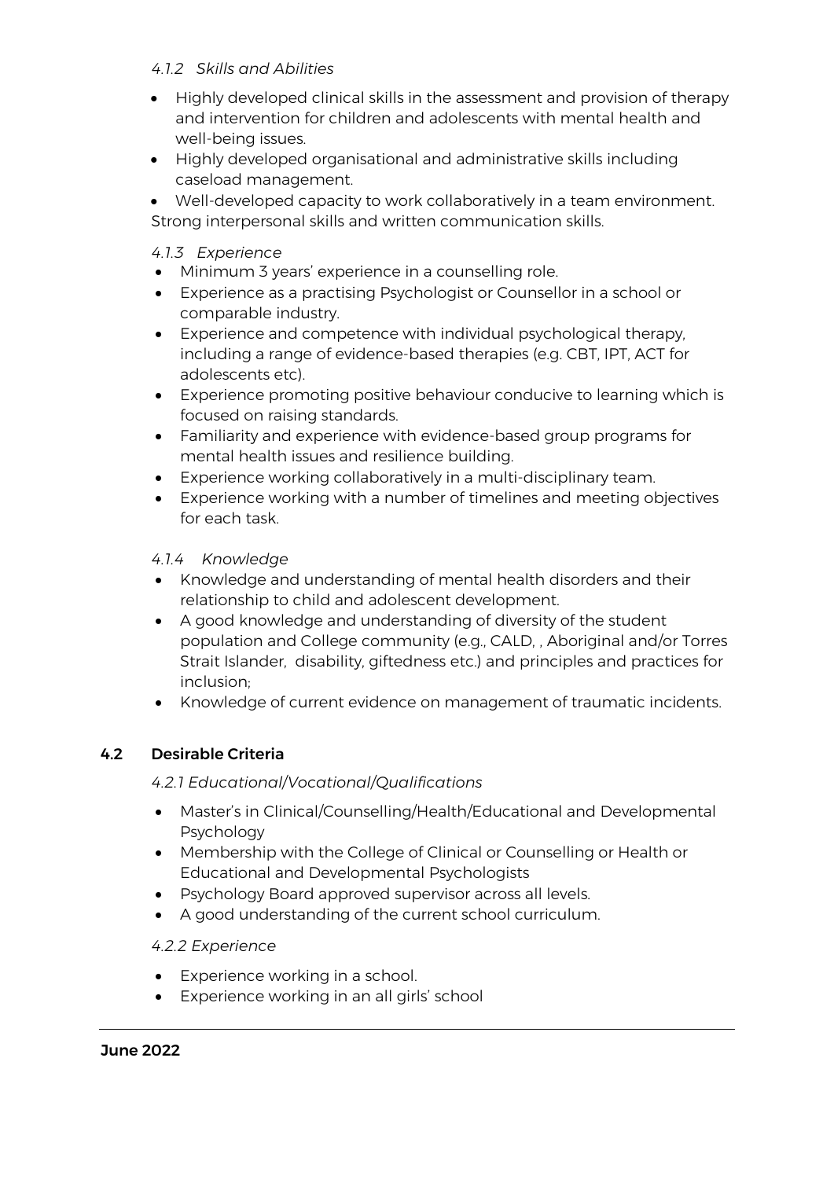#### *4.1.2 Skills and Abilities*

- Highly developed clinical skills in the assessment and provision of therapy and intervention for children and adolescents with mental health and well-being issues.
- Highly developed organisational and administrative skills including caseload management.
- Well-developed capacity to work collaboratively in a team environment. Strong interpersonal skills and written communication skills.

#### *4.1.3 Experience*

- Minimum 3 years' experience in a counselling role.
- Experience as a practising Psychologist or Counsellor in a school or comparable industry.
- Experience and competence with individual psychological therapy, including a range of evidence-based therapies (e.g. CBT, IPT, ACT for adolescents etc).
- Experience promoting positive behaviour conducive to learning which is focused on raising standards.
- Familiarity and experience with evidence-based group programs for mental health issues and resilience building.
- Experience working collaboratively in a multi-disciplinary team.
- Experience working with a number of timelines and meeting objectives for each task.

#### *4.1.4 Knowledge*

- Knowledge and understanding of mental health disorders and their relationship to child and adolescent development.
- A good knowledge and understanding of diversity of the student population and College community (e.g., CALD, , Aboriginal and/or Torres Strait Islander, disability, giftedness etc.) and principles and practices for inclusion;
- Knowledge of current evidence on management of traumatic incidents.

### 4.2 Desirable Criteria

#### *4.2.1 Educational/Vocational/Qualifications*

- Master's in Clinical/Counselling/Health/Educational and Developmental Psychology
- Membership with the College of Clinical or Counselling or Health or Educational and Developmental Psychologists
- Psychology Board approved supervisor across all levels.
- A good understanding of the current school curriculum.

#### *4.2.2 Experience*

- Experience working in a school.
- Experience working in an all girls' school